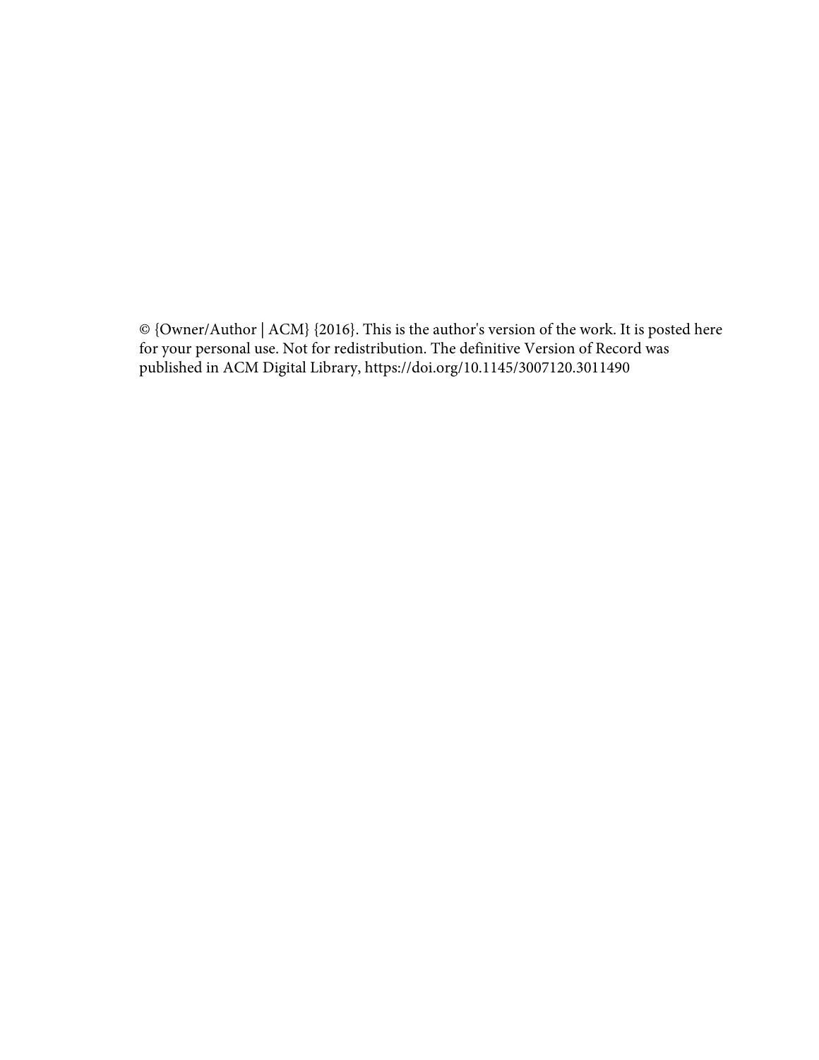© {Owner/Author | ACM} {2016}. This is the author's version of the work. It is posted here for your personal use. Not for redistribution. The definitive Version of Record was published in ACM Digital Library, https://doi.org/10.1145/3007120.3011490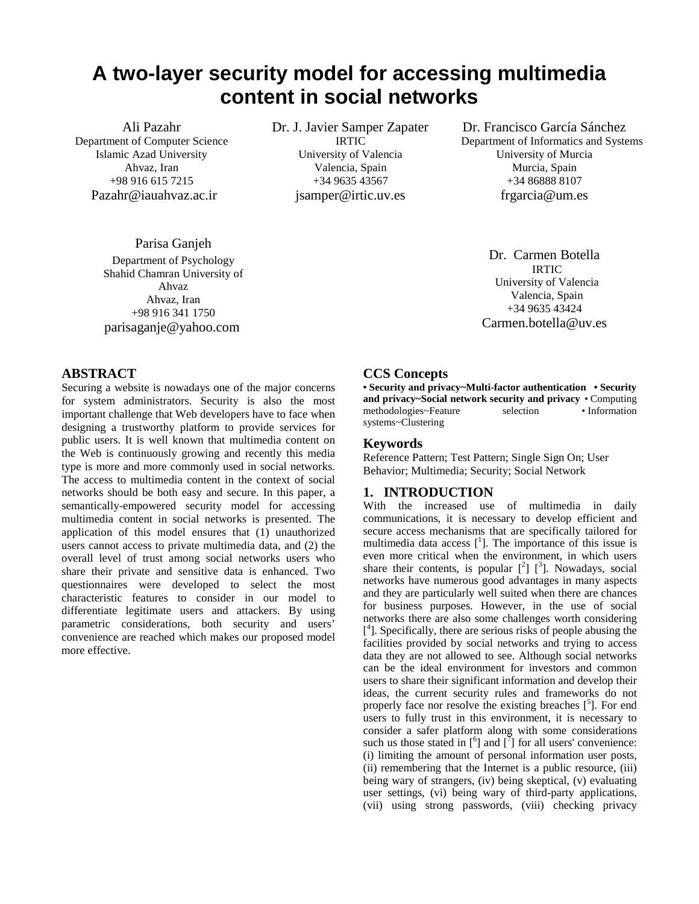# A two-layer security model for accessing multimedia content in social networks

Ali Pazahr
Department of Computer Science
Islamic Azad University
Ahvaz, Iran
+98 916 615 7215
Pazahr@iauahvaz.ac.ir

Dr. J. Javier Samper Zapater
IRTIC
University of Valencia
Valencia, Spain
+34 9635 43567
jsamper@irtic.uv.es

Dr. Francisco García Sánchez
Department of Informatics and Systems
University of Murcia
Murcia, Spain
+34 86888 8107
frgarcia@um.es

Parisa Ganjeh
Department of Psychology
Shahid Chamran University of Ahvaz
Ahvaz, Iran
+98 916 341 1750
parisaganje@yahoo.com

Dr. Carmen Botella
IRTIC
University of Valencia
Valencia, Spain
+34 9635 43424
Carmen.botella@uv.es

## ABSTRACT

Securing a website is nowadays one of the major concerns for system administrators. Security is also the most important challenge that Web developers have to face when designing a trustworthy platform to provide services for public users. It is well known that multimedia content on the Web is continuously growing and recently this media type is more and more commonly used in social networks. The access to multimedia content in the context of social networks should be both easy and secure. In this paper, a semantically-empowered security model for accessing multimedia content in social networks is presented. The application of this model ensures that (1) unauthorized users cannot access to private multimedia data, and (2) the overall level of trust among social networks users who share their private and sensitive data is enhanced. Two questionnaires were developed to select the most characteristic features to consider in our model to differentiate legitimate users and attackers. By using parametric considerations, both security and users' convenience are reached which makes our proposed model more effective.

## CCS Concepts

**• Security and privacy~Multi-factor authentication • Security and privacy~Social network security and privacy** • Computing methodologies~Feature selection • Information systems~Clustering

## Keywords

Reference Pattern; Test Pattern; Single Sign On; User Behavior; Multimedia; Security; Social Network

## 1. INTRODUCTION

With the increased use of multimedia in daily communications, it is necessary to develop efficient and secure access mechanisms that are specifically tailored for multimedia data access [1]. The importance of this issue is even more critical when the environment, in which users share their contents, is popular [2] [3]. Nowadays, social networks have numerous good advantages in many aspects and they are particularly well suited when there are chances for business purposes. However, in the use of social networks there are also some challenges worth considering [4]. Specifically, there are serious risks of people abusing the facilities provided by social networks and trying to access data they are not allowed to see. Although social networks can be the ideal environment for investors and common users to share their significant information and develop their ideas, the current security rules and frameworks do not properly face nor resolve the existing breaches [5]. For end users to fully trust in this environment, it is necessary to consider a safer platform along with some considerations such us those stated in [6] and [7] for all users' convenience: (i) limiting the amount of personal information user posts, (ii) remembering that the Internet is a public resource, (iii) being wary of strangers, (iv) being skeptical, (v) evaluating user settings, (vi) being wary of third-party applications, (vii) using strong passwords, (viii) checking privacy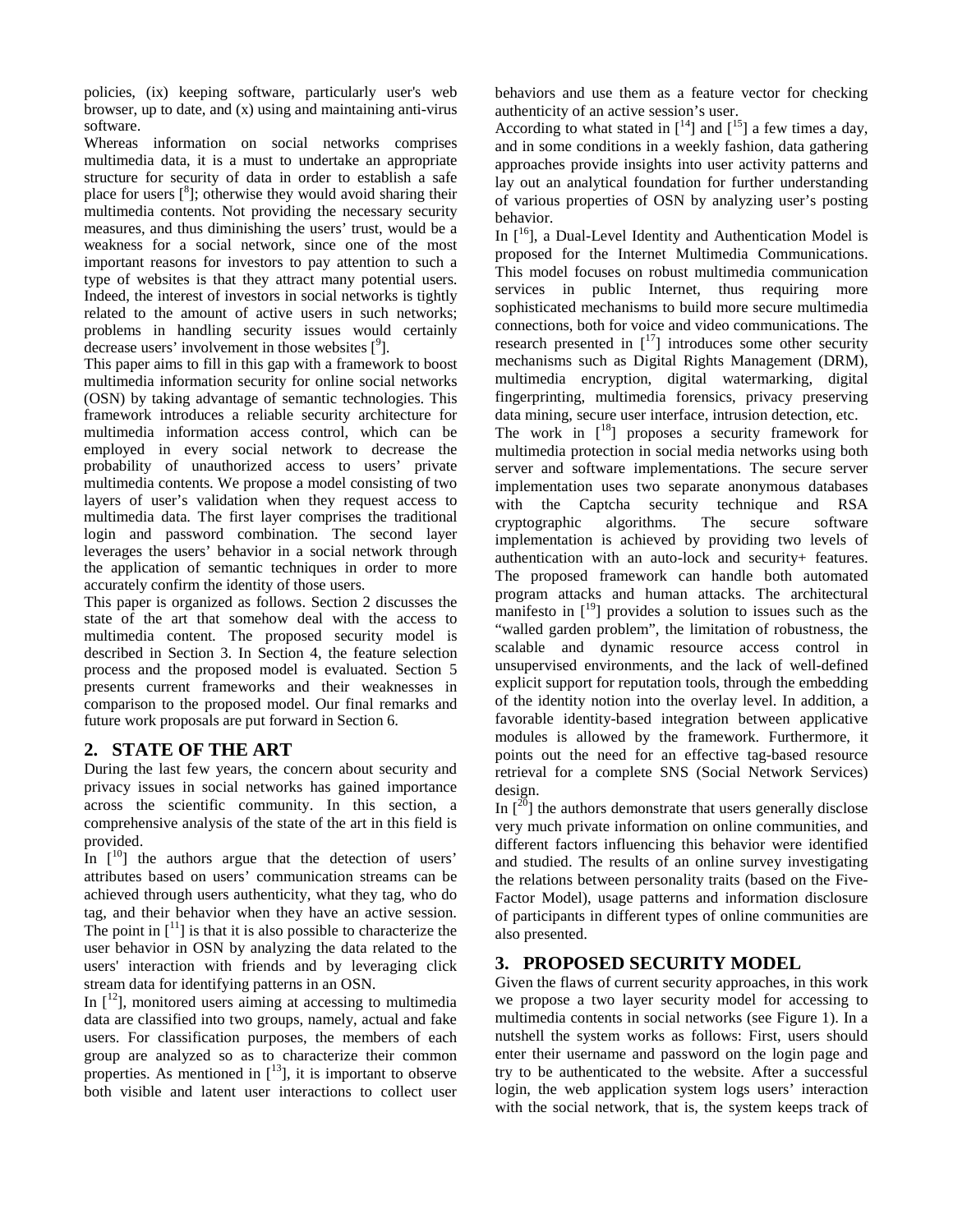policies, (ix) keeping software, particularly user's web browser, up to date, and (x) using and maintaining anti-virus software.

Whereas information on social networks comprises multimedia data, it is a must to undertake an appropriate structure for security of data in order to establish a safe place for users [8]; otherwise they would avoid sharing their multimedia contents. Not providing the necessary security measures, and thus diminishing the users' trust, would be a weakness for a social network, since one of the most important reasons for investors to pay attention to such a type of websites is that they attract many potential users. Indeed, the interest of investors in social networks is tightly related to the amount of active users in such networks; problems in handling security issues would certainly decrease users' involvement in those websites [9].

This paper aims to fill in this gap with a framework to boost multimedia information security for online social networks (OSN) by taking advantage of semantic technologies. This framework introduces a reliable security architecture for multimedia information access control, which can be employed in every social network to decrease the probability of unauthorized access to users' private multimedia contents. We propose a model consisting of two layers of user's validation when they request access to multimedia data. The first layer comprises the traditional login and password combination. The second layer leverages the users' behavior in a social network through the application of semantic techniques in order to more accurately confirm the identity of those users.

This paper is organized as follows. Section 2 discusses the state of the art that somehow deal with the access to multimedia content. The proposed security model is described in Section 3. In Section 4, the feature selection process and the proposed model is evaluated. Section 5 presents current frameworks and their weaknesses in comparison to the proposed model. Our final remarks and future work proposals are put forward in Section 6.

## 2. STATE OF THE ART

During the last few years, the concern about security and privacy issues in social networks has gained importance across the scientific community. In this section, a comprehensive analysis of the state of the art in this field is provided.

In [10] the authors argue that the detection of users' attributes based on users' communication streams can be achieved through users authenticity, what they tag, who do tag, and their behavior when they have an active session. The point in [11] is that it is also possible to characterize the user behavior in OSN by analyzing the data related to the users' interaction with friends and by leveraging click stream data for identifying patterns in an OSN.

In [12], monitored users aiming at accessing to multimedia data are classified into two groups, namely, actual and fake users. For classification purposes, the members of each group are analyzed so as to characterize their common properties. As mentioned in [13], it is important to observe both visible and latent user interactions to collect user behaviors and use them as a feature vector for checking authenticity of an active session's user.

According to what stated in [14] and [15] a few times a day, and in some conditions in a weekly fashion, data gathering approaches provide insights into user activity patterns and lay out an analytical foundation for further understanding of various properties of OSN by analyzing user's posting behavior.

In [16], a Dual-Level Identity and Authentication Model is proposed for the Internet Multimedia Communications. This model focuses on robust multimedia communication services in public Internet, thus requiring more sophisticated mechanisms to build more secure multimedia connections, both for voice and video communications. The research presented in [17] introduces some other security mechanisms such as Digital Rights Management (DRM), multimedia encryption, digital watermarking, digital fingerprinting, multimedia forensics, privacy preserving data mining, secure user interface, intrusion detection, etc.

The work in [18] proposes a security framework for multimedia protection in social media networks using both server and software implementations. The secure server implementation uses two separate anonymous databases with the Captcha security technique and RSA cryptographic algorithms. The secure software implementation is achieved by providing two levels of authentication with an auto-lock and security+ features. The proposed framework can handle both automated program attacks and human attacks. The architectural manifesto in [19] provides a solution to issues such as the "walled garden problem", the limitation of robustness, the scalable and dynamic resource access control in unsupervised environments, and the lack of well-defined explicit support for reputation tools, through the embedding of the identity notion into the overlay level. In addition, a favorable identity-based integration between applicative modules is allowed by the framework. Furthermore, it points out the need for an effective tag-based resource retrieval for a complete SNS (Social Network Services) design.

In [20] the authors demonstrate that users generally disclose very much private information on online communities, and different factors influencing this behavior were identified and studied. The results of an online survey investigating the relations between personality traits (based on the Five-Factor Model), usage patterns and information disclosure of participants in different types of online communities are also presented.

## 3. PROPOSED SECURITY MODEL

Given the flaws of current security approaches, in this work we propose a two layer security model for accessing to multimedia contents in social networks (see Figure 1). In a nutshell the system works as follows: First, users should enter their username and password on the login page and try to be authenticated to the website. After a successful login, the web application system logs users' interaction with the social network, that is, the system keeps track of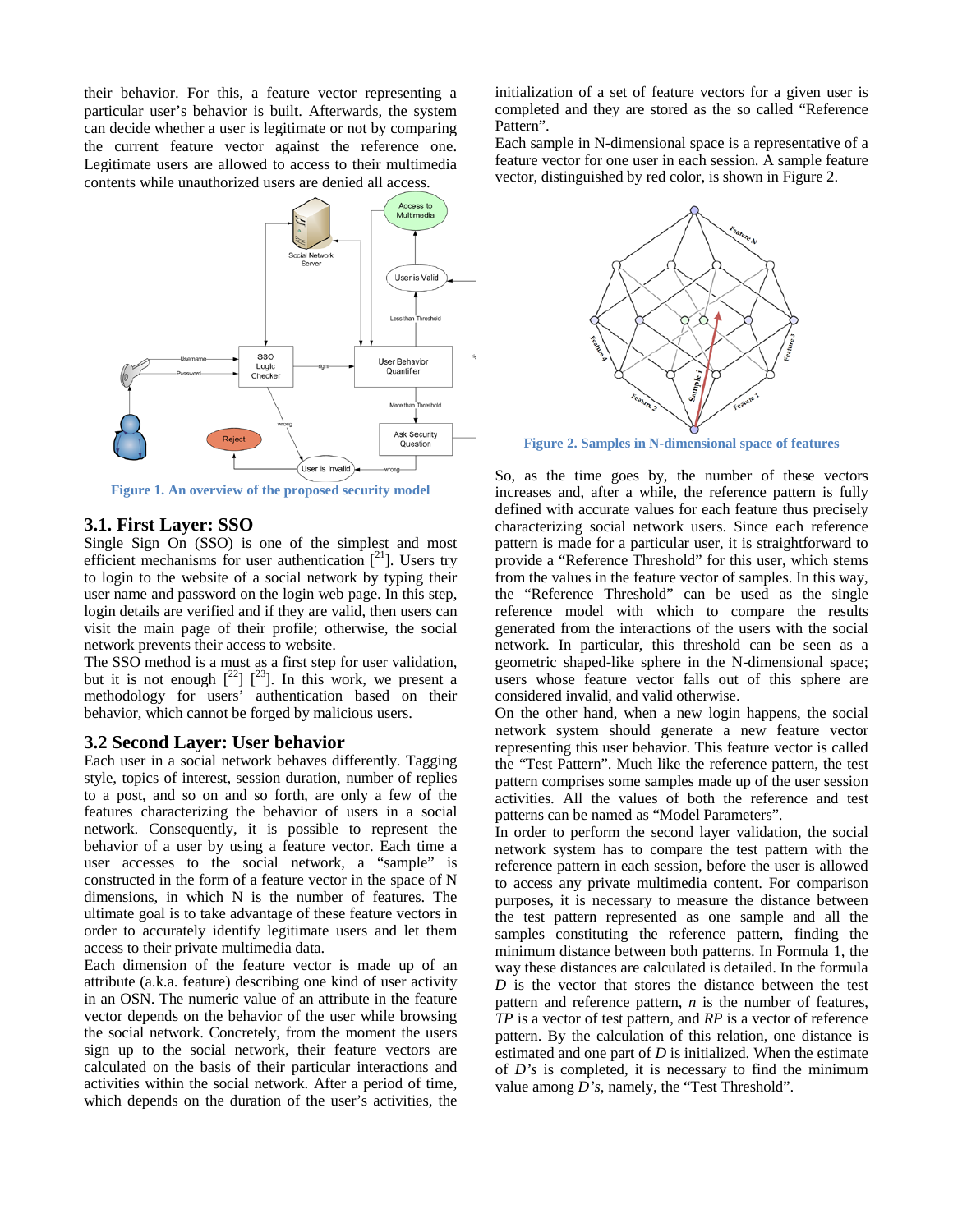their behavior. For this, a feature vector representing a particular user's behavior is built. Afterwards, the system can decide whether a user is legitimate or not by comparing the current feature vector against the reference one. Legitimate users are allowed to access to their multimedia contents while unauthorized users are denied all access.

Figure 1. An overview of the proposed security model

### 3.1. First Layer: SSO

Single Sign On (SSO) is one of the simplest and most efficient mechanisms for user authentication [21]. Users try to login to the website of a social network by typing their user name and password on the login web page. In this step, login details are verified and if they are valid, then users can visit the main page of their profile; otherwise, the social network prevents their access to website.

The SSO method is a must as a first step for user validation, but it is not enough [22] [23]. In this work, we present a methodology for users' authentication based on their behavior, which cannot be forged by malicious users.

### 3.2 Second Layer: User behavior

Each user in a social network behaves differently. Tagging style, topics of interest, session duration, number of replies to a post, and so on and so forth, are only a few of the features characterizing the behavior of users in a social network. Consequently, it is possible to represent the behavior of a user by using a feature vector. Each time a user accesses to the social network, a "sample" is constructed in the form of a feature vector in the space of N dimensions, in which N is the number of features. The ultimate goal is to take advantage of these feature vectors in order to accurately identify legitimate users and let them access to their private multimedia data.

Each dimension of the feature vector is made up of an attribute (a.k.a. feature) describing one kind of user activity in an OSN. The numeric value of an attribute in the feature vector depends on the behavior of the user while browsing the social network. Concretely, from the moment the users sign up to the social network, their feature vectors are calculated on the basis of their particular interactions and activities within the social network. After a period of time, which depends on the duration of the user's activities, the initialization of a set of feature vectors for a given user is completed and they are stored as the so called "Reference Pattern".

Each sample in N-dimensional space is a representative of a feature vector for one user in each session. A sample feature vector, distinguished by red color, is shown in Figure 2.

Figure 2. Samples in N-dimensional space of features

So, as the time goes by, the number of these vectors increases and, after a while, the reference pattern is fully defined with accurate values for each feature thus precisely characterizing social network users. Since each reference pattern is made for a particular user, it is straightforward to provide a "Reference Threshold" for this user, which stems from the values in the feature vector of samples. In this way, the "Reference Threshold" can be used as the single reference model with which to compare the results generated from the interactions of the users with the social network. In particular, this threshold can be seen as a geometric shaped-like sphere in the N-dimensional space; users whose feature vector falls out of this sphere are considered invalid, and valid otherwise.

On the other hand, when a new login happens, the social network system should generate a new feature vector representing this user behavior. This feature vector is called the "Test Pattern". Much like the reference pattern, the test pattern comprises some samples made up of the user session activities. All the values of both the reference and test patterns can be named as "Model Parameters".

In order to perform the second layer validation, the social network system has to compare the test pattern with the reference pattern in each session, before the user is allowed to access any private multimedia content. For comparison purposes, it is necessary to measure the distance between the test pattern represented as one sample and all the samples constituting the reference pattern, finding the minimum distance between both patterns. In Formula 1, the way these distances are calculated is detailed. In the formula $D$ is the vector that stores the distance between the test pattern and reference pattern, $n$ is the number of features, $TP$ is a vector of test pattern, and $RP$ is a vector of reference pattern. By the calculation of this relation, one distance is estimated and one part of $D$ is initialized. When the estimate of $D$'s is completed, it is necessary to find the minimum value among $D$'s, namely, the "Test Threshold".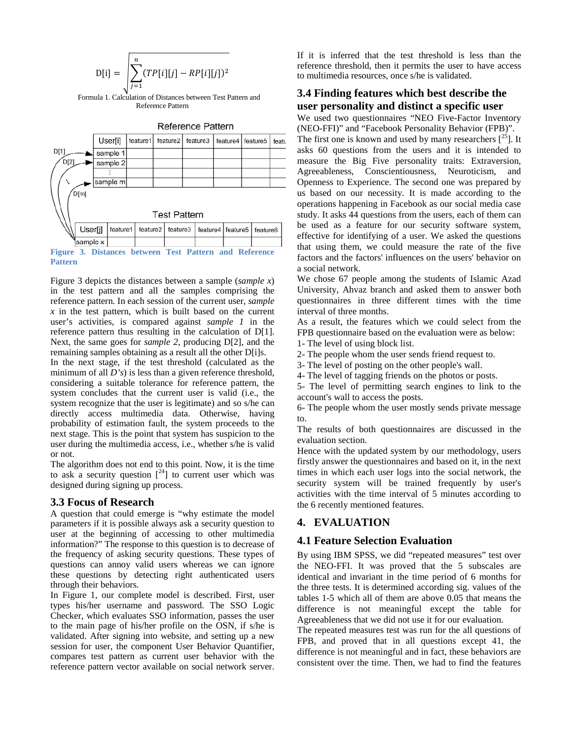$$D[i] = \sqrt{\sum_{j=1}^{n} (TP[i][j] - RP[i][j])^2}$$

Formula 1. Calculation of Distances between Test Pattern and Reference Pattern

Figure 3. Distances between Test Pattern and Reference Pattern

Figure 3 depicts the distances between a sample (*sample x*) in the test pattern and all the samples comprising the reference pattern. In each session of the current user, *sample x* in the test pattern, which is built based on the current user's activities, is compared against *sample 1* in the reference pattern thus resulting in the calculation of D[1]. Next, the same goes for *sample 2*, producing D[2], and the remaining samples obtaining as a result all the other D[i]s.

In the next stage, if the test threshold (calculated as the minimum of all *D's*) is less than a given reference threshold, considering a suitable tolerance for reference pattern, the system concludes that the current user is valid (i.e., the system recognize that the user is legitimate) and so s/he can directly access multimedia data. Otherwise, having probability of estimation fault, the system proceeds to the next stage. This is the point that system has suspicion to the user during the multimedia access, i.e., whether s/he is valid or not.

The algorithm does not end to this point. Now, it is the time to ask a security question [24] to current user which was designed during signing up process.

### 3.3 Focus of Research

A question that could emerge is "why estimate the model parameters if it is possible always ask a security question to user at the beginning of accessing to other multimedia information?" The response to this question is to decrease of the frequency of asking security questions. These types of questions can annoy valid users whereas we can ignore these questions by detecting right authenticated users through their behaviors.

In Figure 1, our complete model is described. First, user types his/her username and password. The SSO Logic Checker, which evaluates SSO information, passes the user to the main page of his/her profile on the OSN, if s/he is validated. After signing into website, and setting up a new session for user, the component User Behavior Quantifier, compares test pattern as current user behavior with the reference pattern vector available on social network server. If it is inferred that the test threshold is less than the reference threshold, then it permits the user to have access to multimedia resources, once s/he is validated.

### 3.4 Finding features which best describe the user personality and distinct a specific user

We used two questionnaires "NEO Five-Factor Inventory (NEO-FFI)" and "Facebook Personality Behavior (FPB)".

The first one is known and used by many researchers [25]. It asks 60 questions from the users and it is intended to measure the Big Five personality traits: Extraversion, Agreeableness, Conscientiousness, Neuroticism, and Openness to Experience. The second one was prepared by us based on our necessity. It is made according to the operations happening in Facebook as our social media case study. It asks 44 questions from the users, each of them can be used as a feature for our security software system, effective for identifying of a user. We asked the questions that using them, we could measure the rate of the five factors and the factors' influences on the users' behavior on a social network.

We chose 67 people among the students of Islamic Azad University, Ahvaz branch and asked them to answer both questionnaires in three different times with the time interval of three months.

As a result, the features which we could select from the FPB questionnaire based on the evaluation were as below:

1- The level of using block list.

2- The people whom the user sends friend request to.

3- The level of posting on the other people's wall.

4- The level of tagging friends on the photos or posts.

5- The level of permitting search engines to link to the account's wall to access the posts.

6- The people whom the user mostly sends private message to.

The results of both questionnaires are discussed in the evaluation section.

Hence with the updated system by our methodology, users firstly answer the questionnaires and based on it, in the next times in which each user logs into the social network, the security system will be trained frequently by user's activities with the time interval of 5 minutes according to the 6 recently mentioned features.

## 4. EVALUATION

### 4.1 Feature Selection Evaluation

By using IBM SPSS, we did "repeated measures" test over the NEO-FFI. It was proved that the 5 subscales are identical and invariant in the time period of 6 months for the three tests. It is determined according sig. values of the tables 1-5 which all of them are above 0.05 that means the difference is not meaningful except the table for Agreeableness that we did not use it for our evaluation.

The repeated measures test was run for the all questions of FPB, and proved that in all questions except 41, the difference is not meaningful and in fact, these behaviors are consistent over the time. Then, we had to find the features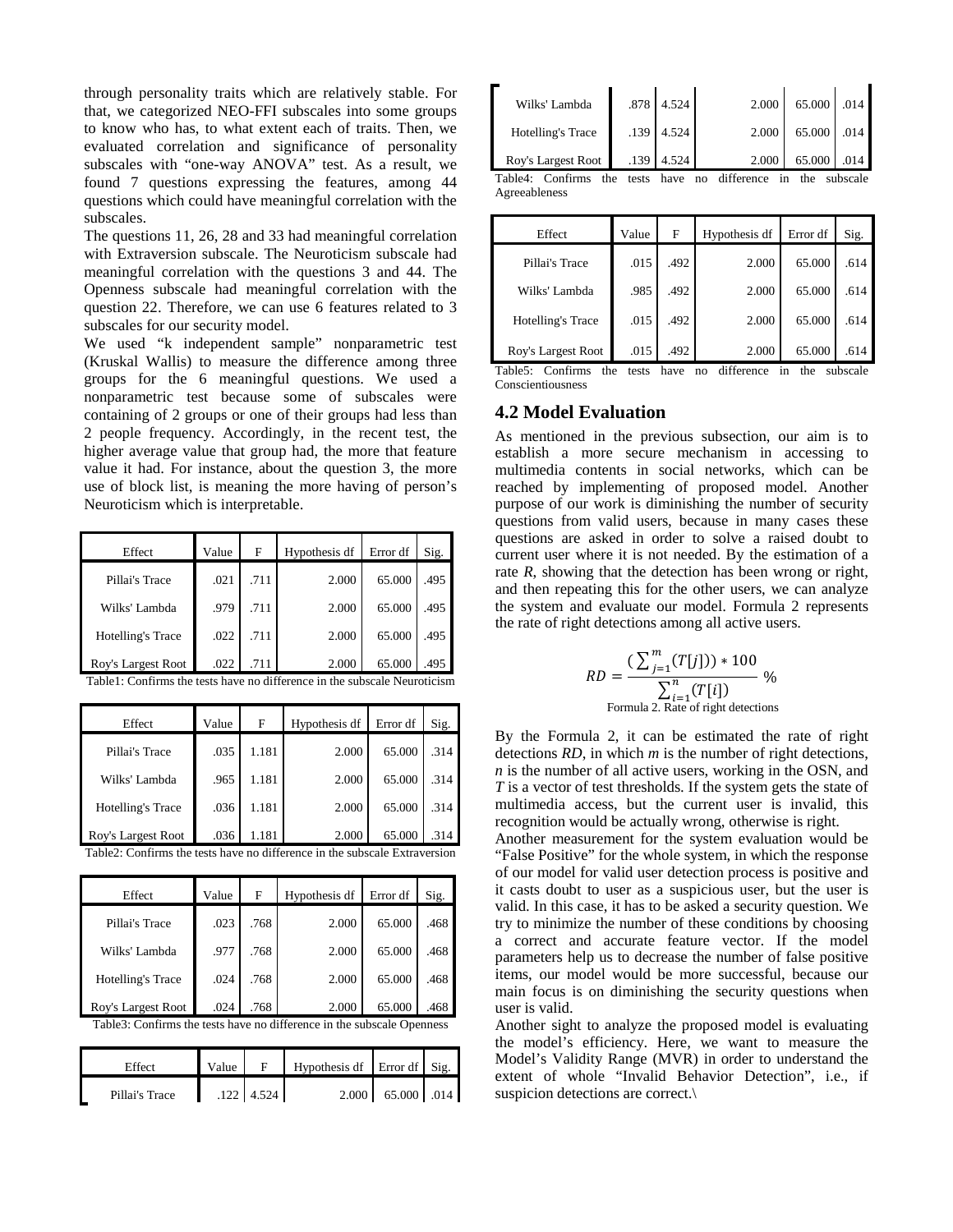through personality traits which are relatively stable. For that, we categorized NEO-FFI subscales into some groups to know who has, to what extent each of traits. Then, we evaluated correlation and significance of personality subscales with "one-way ANOVA" test. As a result, we found 7 questions expressing the features, among 44 questions which could have meaningful correlation with the subscales.

The questions 11, 26, 28 and 33 had meaningful correlation with Extraversion subscale. The Neuroticism subscale had meaningful correlation with the questions 3 and 44. The Openness subscale had meaningful correlation with the question 22. Therefore, we can use 6 features related to 3 subscales for our security model.

We used "k independent sample" nonparametric test (Kruskal Wallis) to measure the difference among three groups for the 6 meaningful questions. We used a nonparametric test because some of subscales were containing of 2 groups or one of their groups had less than 2 people frequency. Accordingly, in the recent test, the higher average value that group had, the more that feature value it had. For instance, about the question 3, the more use of block list, is meaning the more having of person's Neuroticism which is interpretable.

| Effect | Value | F | Hypothesis df | Error df | Sig. |
|---|---|---|---|---|---|
| Pillai's Trace | .021 | .711 | 2.000 | 65.000 | .495 |
| Wilks' Lambda | .979 | .711 | 2.000 | 65.000 | .495 |
| Hotelling's Trace | .022 | .711 | 2.000 | 65.000 | .495 |
| Roy's Largest Root | .022 | .711 | 2.000 | 65.000 | .495 |

Table1: Confirms the tests have no difference in the subscale Neuroticism

| Effect | Value | F | Hypothesis df | Error df | Sig. |
|---|---|---|---|---|---|
| Pillai's Trace | .035 | 1.181 | 2.000 | 65.000 | .314 |
| Wilks' Lambda | .965 | 1.181 | 2.000 | 65.000 | .314 |
| Hotelling's Trace | .036 | 1.181 | 2.000 | 65.000 | .314 |
| Roy's Largest Root | .036 | 1.181 | 2.000 | 65.000 | .314 |

Table2: Confirms the tests have no difference in the subscale Extraversion

| Effect | Value | F | Hypothesis df | Error df | Sig. |
|---|---|---|---|---|---|
| Pillai's Trace | .023 | .768 | 2.000 | 65.000 | .468 |
| Wilks' Lambda | .977 | .768 | 2.000 | 65.000 | .468 |
| Hotelling's Trace | .024 | .768 | 2.000 | 65.000 | .468 |
| Roy's Largest Root | .024 | .768 | 2.000 | 65.000 | .468 |

Table3: Confirms the tests have no difference in the subscale Openness

| Effect | Value | F | Hypothesis df | Error df | Sig. |
|---|---|---|---|---|---|
| Pillai's Trace | .122 | 4.524 | 2.000 | 65.000 | .014 |
| Wilks' Lambda | .878 | 4.524 | 2.000 | 65.000 | .014 |
| Hotelling's Trace | .139 | 4.524 | 2.000 | 65.000 | .014 |
| Roy's Largest Root | .139 | 4.524 | 2.000 | 65.000 | .014 |

Table4: Confirms the tests have no difference in the subscale Agreeableness

| Effect | Value | F | Hypothesis df | Error df | Sig. |
|---|---|---|---|---|---|
| Pillai's Trace | .015 | .492 | 2.000 | 65.000 | .614 |
| Wilks' Lambda | .985 | .492 | 2.000 | 65.000 | .614 |
| Hotelling's Trace | .015 | .492 | 2.000 | 65.000 | .614 |
| Roy's Largest Root | .015 | .492 | 2.000 | 65.000 | .614 |

Table5: Confirms the tests have no difference in the subscale Conscientiousness

## 4.2 Model Evaluation

As mentioned in the previous subsection, our aim is to establish a more secure mechanism in accessing to multimedia contents in social networks, which can be reached by implementing of proposed model. Another purpose of our work is diminishing the number of security questions from valid users, because in many cases these questions are asked in order to solve a raised doubt to current user where it is not needed. By the estimation of a rate *R*, showing that the detection has been wrong or right, and then repeating this for the other users, we can analyze the system and evaluate our model. Formula 2 represents the rate of right detections among all active users.

$$RD = \frac{\left(\sum_{j=1}^{m}(T[j])\right) * 100}{\sum_{i=1}^{n}(T[i])} \%$$

Formula 2. Rate of right detections

By the Formula 2, it can be estimated the rate of right detections *RD*, in which *m* is the number of right detections, *n* is the number of all active users, working in the OSN, and *T* is a vector of test thresholds. If the system gets the state of multimedia access, but the current user is invalid, this recognition would be actually wrong, otherwise is right.

Another measurement for the system evaluation would be "False Positive" for the whole system, in which the response of our model for valid user detection process is positive and it casts doubt to user as a suspicious user, but the user is valid. In this case, it has to be asked a security question. We try to minimize the number of these conditions by choosing a correct and accurate feature vector. If the model parameters help us to decrease the number of false positive items, our model would be more successful, because our main focus is on diminishing the security questions when user is valid.

Another sight to analyze the proposed model is evaluating the model's efficiency. Here, we want to measure the Model's Validity Range (MVR) in order to understand the extent of whole "Invalid Behavior Detection", i.e., if suspicion detections are correct.\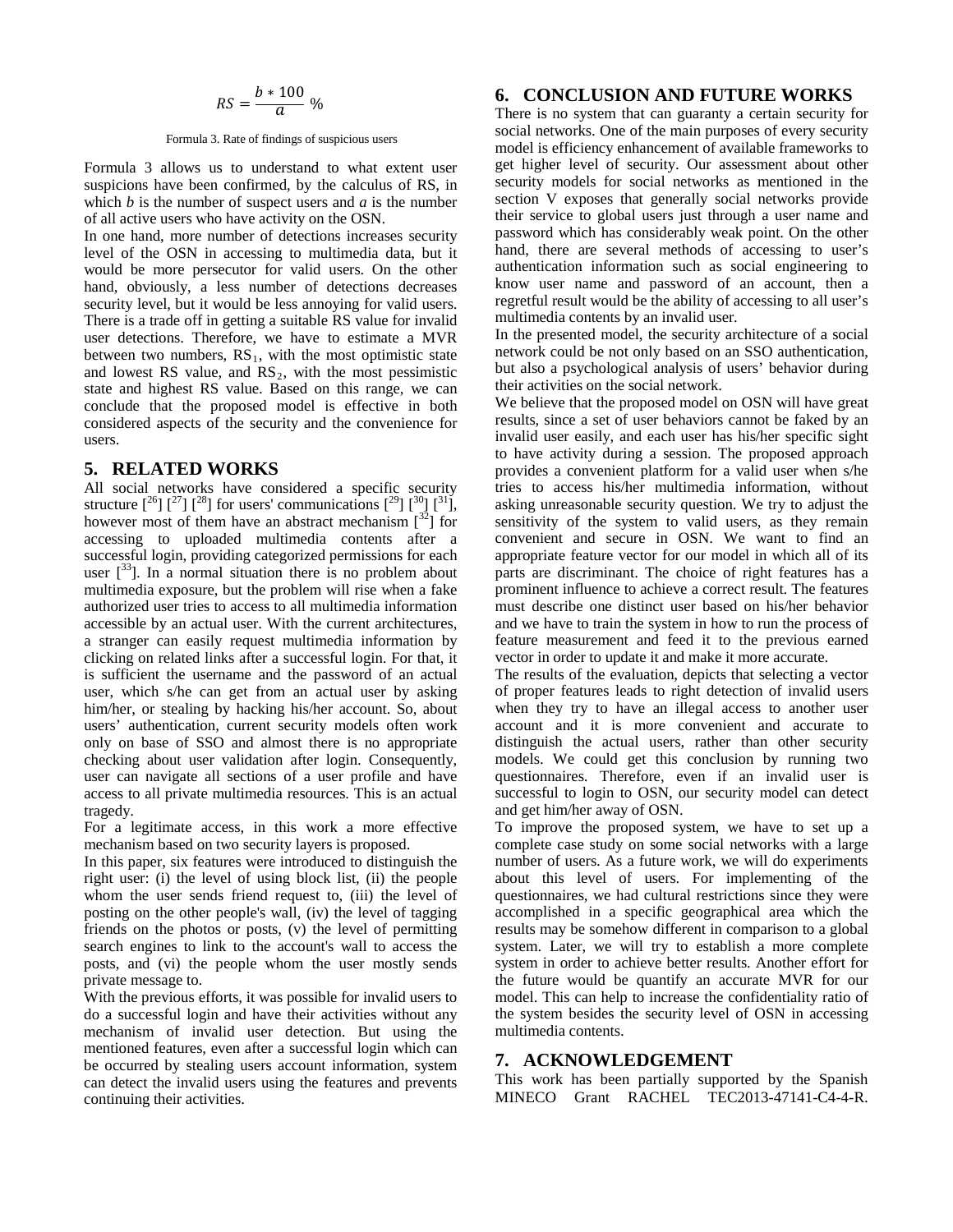$$RS = \frac{b * 100}{a}\ \%$$

Formula 3. Rate of findings of suspicious users

Formula 3 allows us to understand to what extent user suspicions have been confirmed, by the calculus of RS, in which *b* is the number of suspect users and *a* is the number of all active users who have activity on the OSN.

In one hand, more number of detections increases security level of the OSN in accessing to multimedia data, but it would be more persecutor for valid users. On the other hand, obviously, a less number of detections decreases security level, but it would be less annoying for valid users. There is a trade off in getting a suitable RS value for invalid user detections. Therefore, we have to estimate a MVR between two numbers, $RS_1$, with the most optimistic state and lowest RS value, and $RS_2$, with the most pessimistic state and highest RS value. Based on this range, we can conclude that the proposed model is effective in both considered aspects of the security and the convenience for users.

## 5. RELATED WORKS

All social networks have considered a specific security structure [26] [27] [28] for users' communications [29] [30] [31], however most of them have an abstract mechanism [32] for accessing to uploaded multimedia contents after a successful login, providing categorized permissions for each user [33]. In a normal situation there is no problem about multimedia exposure, but the problem will rise when a fake authorized user tries to access to all multimedia information accessible by an actual user. With the current architectures, a stranger can easily request multimedia information by clicking on related links after a successful login. For that, it is sufficient the username and the password of an actual user, which s/he can get from an actual user by asking him/her, or stealing by hacking his/her account. So, about users' authentication, current security models often work only on base of SSO and almost there is no appropriate checking about user validation after login. Consequently, user can navigate all sections of a user profile and have access to all private multimedia resources. This is an actual tragedy.

For a legitimate access, in this work a more effective mechanism based on two security layers is proposed.

In this paper, six features were introduced to distinguish the right user: (i) the level of using block list, (ii) the people whom the user sends friend request to, (iii) the level of posting on the other people's wall, (iv) the level of tagging friends on the photos or posts, (v) the level of permitting search engines to link to the account's wall to access the posts, and (vi) the people whom the user mostly sends private message to.

With the previous efforts, it was possible for invalid users to do a successful login and have their activities without any mechanism of invalid user detection. But using the mentioned features, even after a successful login which can be occurred by stealing users account information, system can detect the invalid users using the features and prevents continuing their activities.

## 6. CONCLUSION AND FUTURE WORKS

There is no system that can guaranty a certain security for social networks. One of the main purposes of every security model is efficiency enhancement of available frameworks to get higher level of security. Our assessment about other security models for social networks as mentioned in the section V exposes that generally social networks provide their service to global users just through a user name and password which has considerably weak point. On the other hand, there are several methods of accessing to user's authentication information such as social engineering to know user name and password of an account, then a regretful result would be the ability of accessing to all user's multimedia contents by an invalid user.

In the presented model, the security architecture of a social network could be not only based on an SSO authentication, but also a psychological analysis of users' behavior during their activities on the social network.

We believe that the proposed model on OSN will have great results, since a set of user behaviors cannot be faked by an invalid user easily, and each user has his/her specific sight to have activity during a session. The proposed approach provides a convenient platform for a valid user when s/he tries to access his/her multimedia information, without asking unreasonable security question. We try to adjust the sensitivity of the system to valid users, as they remain convenient and secure in OSN. We want to find an appropriate feature vector for our model in which all of its parts are discriminant. The choice of right features has a prominent influence to achieve a correct result. The features must describe one distinct user based on his/her behavior and we have to train the system in how to run the process of feature measurement and feed it to the previous earned vector in order to update it and make it more accurate.

The results of the evaluation, depicts that selecting a vector of proper features leads to right detection of invalid users when they try to have an illegal access to another user account and it is more convenient and accurate to distinguish the actual users, rather than other security models. We could get this conclusion by running two questionnaires. Therefore, even if an invalid user is successful to login to OSN, our security model can detect and get him/her away of OSN.

To improve the proposed system, we have to set up a complete case study on some social networks with a large number of users. As a future work, we will do experiments about this level of users. For implementing of the questionnaires, we had cultural restrictions since they were accomplished in a specific geographical area which the results may be somehow different in comparison to a global system. Later, we will try to establish a more complete system in order to achieve better results. Another effort for the future would be quantify an accurate MVR for our model. This can help to increase the confidentiality ratio of the system besides the security level of OSN in accessing multimedia contents.

## 7. ACKNOWLEDGEMENT

This work has been partially supported by the Spanish MINECO Grant RACHEL TEC2013-47141-C4-4-R.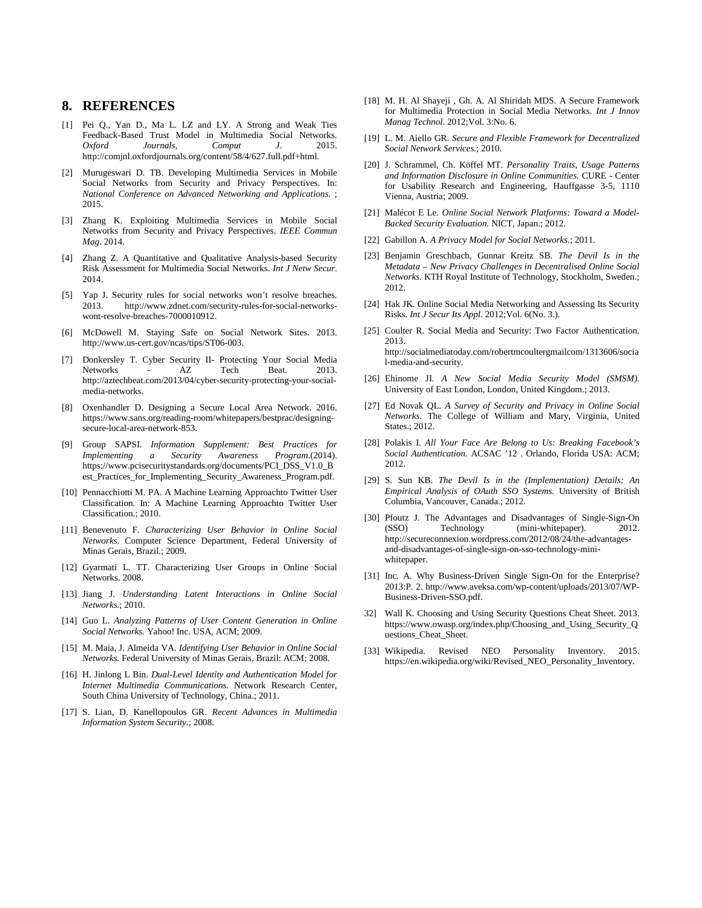## 8. REFERENCES

[1] Pei Q., Yan D., Ma L. LZ and LY. A Strong and Weak Ties Feedback-Based Trust Model in Multimedia Social Networks. *Oxford Journals, Comput J*. 2015. http://comjnl.oxfordjournals.org/content/58/4/627.full.pdf+html.

[2] Murugeswari D. TB. Developing Multimedia Services in Mobile Social Networks from Security and Privacy Perspectives. In: *National Conference on Advanced Networking and Applications.* ; 2015.

[3] Zhang K. Exploiting Multimedia Services in Mobile Social Networks from Security and Privacy Perspectives. *IEEE Commun Mag*. 2014.

[4] Zhang Z. A Quantitative and Qualitative Analysis-based Security Risk Assessment for Multimedia Social Networks. *Int J Netw Secur*. 2014.

[5] Yap J. Security rules for social networks won't resolve breaches. 2013. http://www.zdnet.com/security-rules-for-social-networks-wont-resolve-breaches-7000010912.

[6] McDowell M. Staying Safe on Social Network Sites. 2013. http://www.us-cert.gov/ncas/tips/ST06-003.

[7] Donkersley T. Cyber Security II- Protecting Your Social Media Networks - AZ Tech Beat. 2013. http://aztechbeat.com/2013/04/cyber-security-protecting-your-social-media-networks.

[8] Oxenhandler D. Designing a Secure Local Area Network. 2016. https://www.sans.org/reading-room/whitepapers/bestprac/designing-secure-local-area-network-853.

[9] Group SAPSI. *Information Supplement: Best Practices for Implementing a Security Awareness Program*.(2014). https://www.pcisecuritystandards.org/documents/PCI_DSS_V1.0_Best_Practices_for_Implementing_Security_Awareness_Program.pdf.

[10] Pennacchiotti M. PA. A Machine Learning Approachto Twitter User Classification. In: A Machine Learning Approachto Twitter User Classification.; 2010.

[11] Benevenuto F. *Characterizing User Behavior in Online Social Networks.* Computer Science Department, Federal University of Minas Gerais, Brazil.; 2009.

[12] Gyarmati L. TT. Characterizing User Groups in Online Social Networks. 2008.

[13] Jiang J. *Understanding Latent Interactions in Online Social Networks.*; 2010.

[14] Guo L. *Analyzing Patterns of User Content Generation in Online Social Networks.* Yahoo! Inc. USA, ACM; 2009.

[15] M. Maia, J. Almeida VA. *Identifying User Behavior in Online Social Networks.* Federal University of Minas Gerais, Brazil: ACM; 2008.

[16] H. Jinlong L Bin. *Dual-Level Identity and Authentication Model for Internet Multimedia Communications.* Network Research Center, South China University of Technology, China.; 2011.

[17] S. Lian, D. Kanellopoulos GR. *Recent Advances in Multimedia Information System Security*.; 2008.

[18] M. H. Al Shayeji , Gh. A. Al Shiridah MDS. A Secure Framework for Multimedia Protection in Social Media Networks. *Int J Innov Manag Technol*. 2012;Vol. 3:No. 6.

[19] L. M. Aiello GR. *Secure and Flexible Framework for Decentralized Social Network Services.*; 2010.

[20] J. Schrammel, Ch. Köffel MT. *Personality Traits, Usage Patterns and Information Disclosure in Online Communities.* CURE - Center for Usability Research and Engineering, Hauffgasse 3-5, 1110 Vienna, Austria; 2009.

[21] Malécot E Le. *Online Social Network Platforms: Toward a Model-Backed Security Evaluation.* NICT, Japan.; 2012.

[22] Gabillon A. *A Privacy Model for Social Networks.*; 2011.

[23] Benjamin Greschbach, Gunnar Kreitz SB. *The Devil Is in the Metadata – New Privacy Challenges in Decentralised Online Social Networks.* KTH Royal Institute of Technology, Stockholm, Sweden.; 2012.

[24] Hak JK. Online Social Media Networking and Assessing Its Security Risks. *Int J Secur Its Appl*. 2012;Vol. 6(No. 3.).

[25] Coulter R. Social Media and Security: Two Factor Authentication. 2013. http://socialmediatoday.com/robertmcoultergmailcom/1313606/social-media-and-security.

[26] Ehinome JI. *A New Social Media Security Model (SMSM).* University of East London, London, United Kingdom.; 2013.

[27] Ed Novak QL. *A Survey of Security and Privacy in Online Social Networks.* The College of William and Mary, Virginia, United States.; 2012.

[28] Polakis I. *All Your Face Are Belong to Us: Breaking Facebook's Social Authentication.* ACSAC '12 . Orlando, Florida USA: ACM; 2012.

[29] S. Sun KB. *The Devil Is in the (Implementation) Details: An Empirical Analysis of OAuth SSO Systems.* University of British Columbia, Vancouver, Canada.; 2012.

[30] Pfoutz J. The Advantages and Disadvantages of Single-Sign-On (SSO) Technology (mini-whitepaper). 2012. http://secureconnexion.wordpress.com/2012/08/24/the-advantages-and-disadvantages-of-single-sign-on-sso-technology-mini-whitepaper.

[31] Inc. A. Why Business-Driven Single Sign-On for the Enterprise? 2013:P. 2. http://www.aveksa.com/wp-content/uploads/2013/07/WP-Business-Driven-SSO.pdf.

32] Wall K. Choosing and Using Security Questions Cheat Sheet. 2013. https://www.owasp.org/index.php/Choosing_and_Using_Security_Questions_Cheat_Sheet.

[33] Wikipedia. Revised NEO Personality Inventory. 2015. https://en.wikipedia.org/wiki/Revised_NEO_Personality_Inventory.